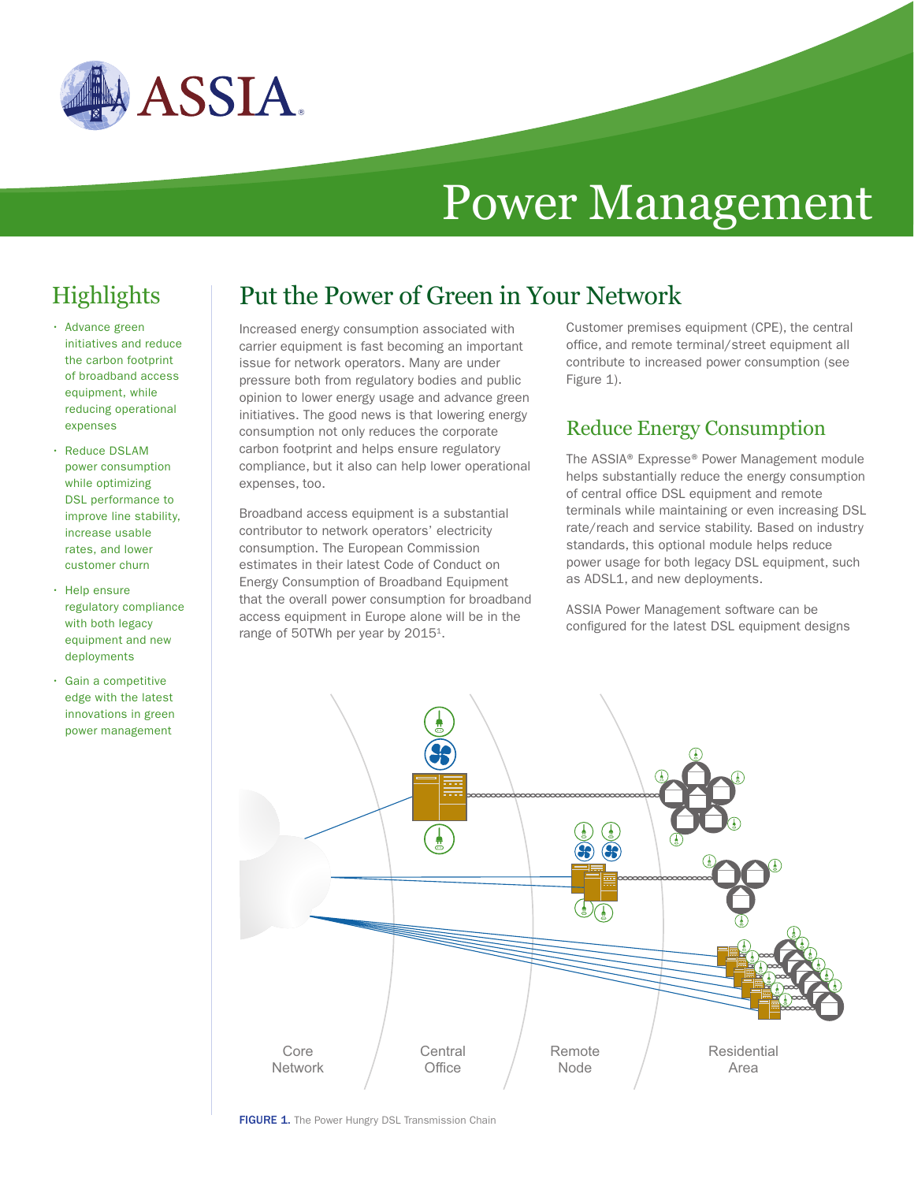# Power Management

## Highlights

- Advance green initiatives and reduce the carbon footprint of broadband access equipment, while reducing operational expenses
- Reduce DSLAM power consumption while optimizing DSL performance to improve line stability, increase usable rates, and lower customer churn
- Help ensure regulatory compliance with both legacy equipment and new deployments
- Gain a competitive edge with the latest innovations in green power management

## Put the Power of Green in Your Network

Increased energy consumption associated with carrier equipment is fast becoming an important issue for network operators. Many are under pressure both from regulatory bodies and public opinion to lower energy usage and advance green initiatives. The good news is that lowering energy consumption not only reduces the corporate carbon footprint and helps ensure regulatory compliance, but it also can help lower operational expenses, too.

Broadband access equipment is a substantial contributor to network operators' electricity consumption. The European Commission estimates in their latest Code of Conduct on Energy Consumption of Broadband Equipment that the overall power consumption for broadband access equipment in Europe alone will be in the range of 50TWh per year by 2015[1].

Customer premises equipment (CPE), the central office, and remote terminal/street equipment all contribute to increased power consumption (see Figure 1).

## Reduce Energy Consumption

The ASSIA® Expresse® Power Management module helps substantially reduce the energy consumption of central office DSL equipment and remote terminals while maintaining or even increasing DSL rate/reach and service stability. Based on industry standards, this optional module helps reduce power usage for both legacy DSL equipment, such as ADSL1, and new deployments.

ASSIA Power Management software can be configured for the latest DSL equipment designs

Core Network | Central Office | Remote Node | Residential Area

**FIGURE 1.** The Power Hungry DSL Transmission Chain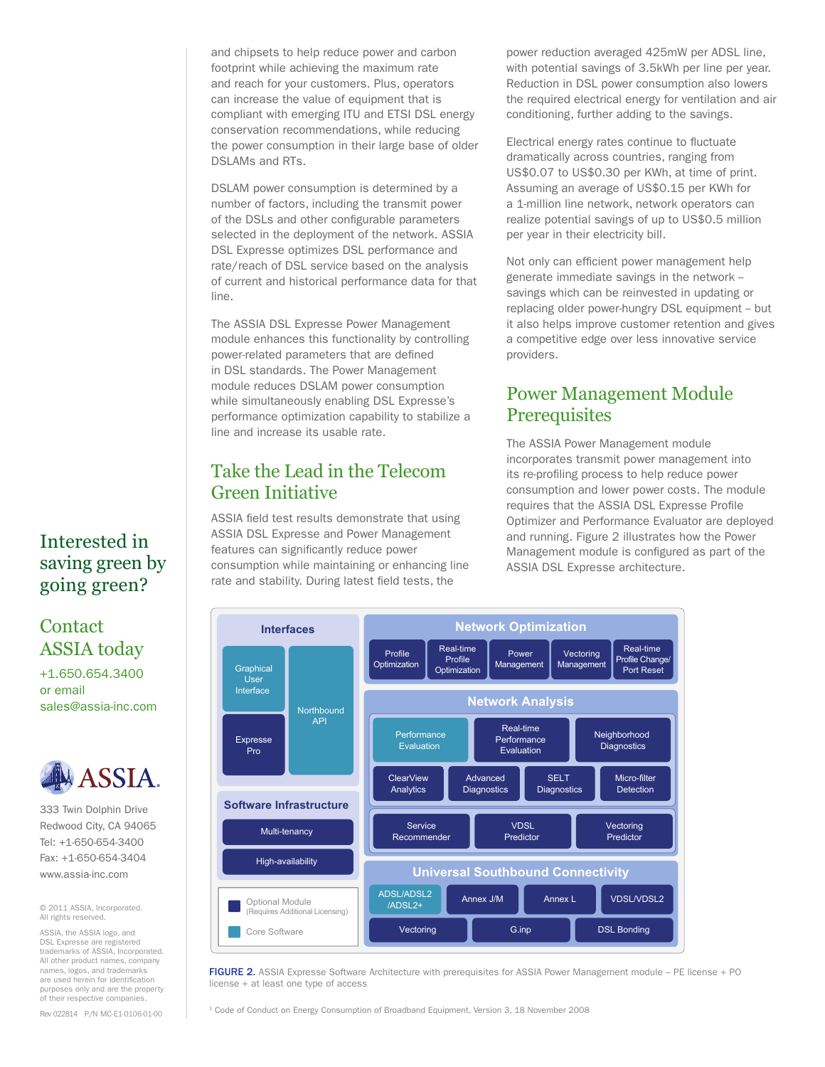and chipsets to help reduce power and carbon footprint while achieving the maximum rate and reach for your customers. Plus, operators can increase the value of equipment that is compliant with emerging ITU and ETSI DSL energy conservation recommendations, while reducing the power consumption in their large base of older DSLAMs and RTs.

DSLAM power consumption is determined by a number of factors, including the transmit power of the DSLs and other configurable parameters selected in the deployment of the network. ASSIA DSL Expresse optimizes DSL performance and rate/reach of DSL service based on the analysis of current and historical performance data for that line.

The ASSIA DSL Expresse Power Management module enhances this functionality by controlling power-related parameters that are defined in DSL standards. The Power Management module reduces DSLAM power consumption while simultaneously enabling DSL Expresse's performance optimization capability to stabilize a line and increase its usable rate.

## Take the Lead in the Telecom Green Initiative

ASSIA field test results demonstrate that using ASSIA DSL Expresse and Power Management features can significantly reduce power consumption while maintaining or enhancing line rate and stability. During latest field tests, the power reduction averaged 425mW per ADSL line, with potential savings of 3.5kWh per line per year. Reduction in DSL power consumption also lowers the required electrical energy for ventilation and air conditioning, further adding to the savings.

Electrical energy rates continue to fluctuate dramatically across countries, ranging from US$0.07 to US$0.30 per KWh, at time of print. Assuming an average of US$0.15 per KWh for a 1-million line network, network operators can realize potential savings of up to US$0.5 million per year in their electricity bill.

Not only can efficient power management help generate immediate savings in the network – savings which can be reinvested in updating or replacing older power-hungry DSL equipment – but it also helps improve customer retention and gives a competitive edge over less innovative service providers.

## Power Management Module Prerequisites

The ASSIA Power Management module incorporates transmit power management into its re-profiling process to help reduce power consumption and lower power costs. The module requires that the ASSIA DSL Expresse Profile Optimizer and Performance Evaluator are deployed and running. Figure 2 illustrates how the Power Management module is configured as part of the ASSIA DSL Expresse architecture.

Interfaces
Graphical User Interface
Expresse Pro
Northbound API
Software Infrastructure
Multi-tenancy
High-availability
Optional Module (Requires Additional Licensing)
Core Software
Network Optimization
Profile Optimization
Real-time Profile Optimization
Power Management
Vectoring Management
Real-time Profile Change/ Port Reset
Network Analysis
Performance Evaluation
Real-time Performance Evaluation
Neighborhood Diagnostics
ClearView Analytics
Advanced Diagnostics
SELT Diagnostics
Micro-filter Detection
Service Recommender
VDSL Predictor
Vectoring Predictor
Universal Southbound Connectivity
ADSL/ADSL2 /ADSL2+
Annex J/M
Annex L
VDSL/VDSL2
Vectoring
G.inp
DSL Bonding

**FIGURE 2.** ASSIA Expresse Software Architecture with prerequisites for ASSIA Power Management module – PE license + PO license + at least one type of access

[1] Code of Conduct on Energy Consumption of Broadband Equipment, Version 3, 18 November 2008

## Interested in saving green by going green?

## Contact ASSIA today

+1.650.654.3400
or email
sales@assia-inc.com

ASSIA

333 Twin Dolphin Drive
Redwood City, CA 94065
Tel: +1-650-654-3400
Fax: +1-650-654-3404
www.assia-inc.com

© 2011 ASSIA, Incorporated.
All rights reserved.

ASSIA, the ASSIA logo, and DSL Expresse are registered trademarks of ASSIA, Incorporated. All other product names, company names, logos, and trademarks are used herein for identification purposes only and are the property of their respective companies.

Rev 022814 P/N MC-E1-0106-01-00